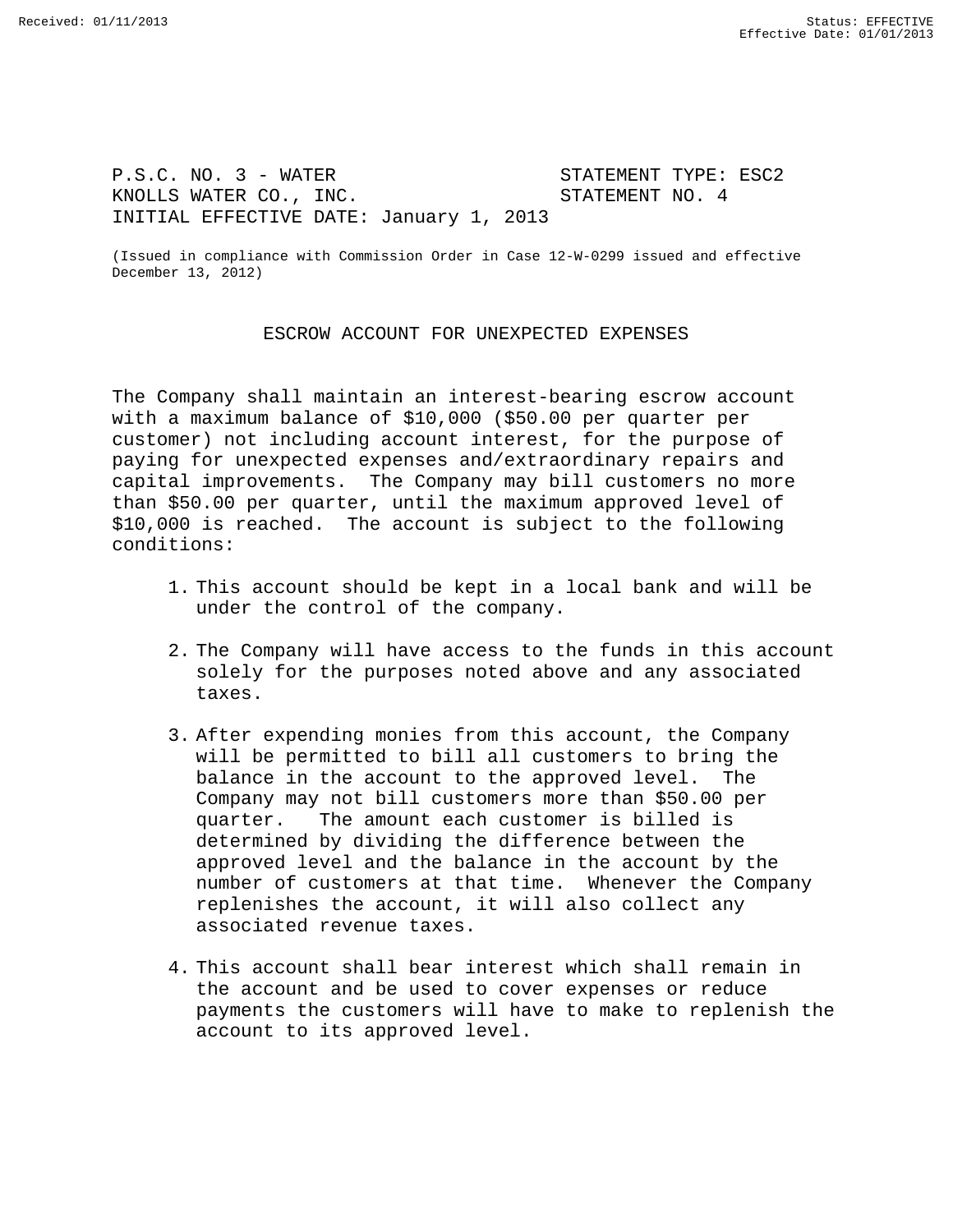P.S.C. NO. 3 - WATER STATEMENT TYPE: ESC2
KNOLLS WATER CO., INC. STATEMENT NO. 4
INITIAL EFFECTIVE DATE: January 1, 2013

(Issued in compliance with Commission Order in Case 12-W-0299 issued and effective December 13, 2012)

## ESCROW ACCOUNT FOR UNEXPECTED EXPENSES

The Company shall maintain an interest-bearing escrow account with a maximum balance of $10,000 ($50.00 per quarter per customer) not including account interest, for the purpose of paying for unexpected expenses and/extraordinary repairs and capital improvements. The Company may bill customers no more than $50.00 per quarter, until the maximum approved level of $10,000 is reached. The account is subject to the following conditions:

1. This account should be kept in a local bank and will be under the control of the company.
2. The Company will have access to the funds in this account solely for the purposes noted above and any associated taxes.
3. After expending monies from this account, the Company will be permitted to bill all customers to bring the balance in the account to the approved level. The Company may not bill customers more than $50.00 per quarter. The amount each customer is billed is determined by dividing the difference between the approved level and the balance in the account by the number of customers at that time. Whenever the Company replenishes the account, it will also collect any associated revenue taxes.
4. This account shall bear interest which shall remain in the account and be used to cover expenses or reduce payments the customers will have to make to replenish the account to its approved level.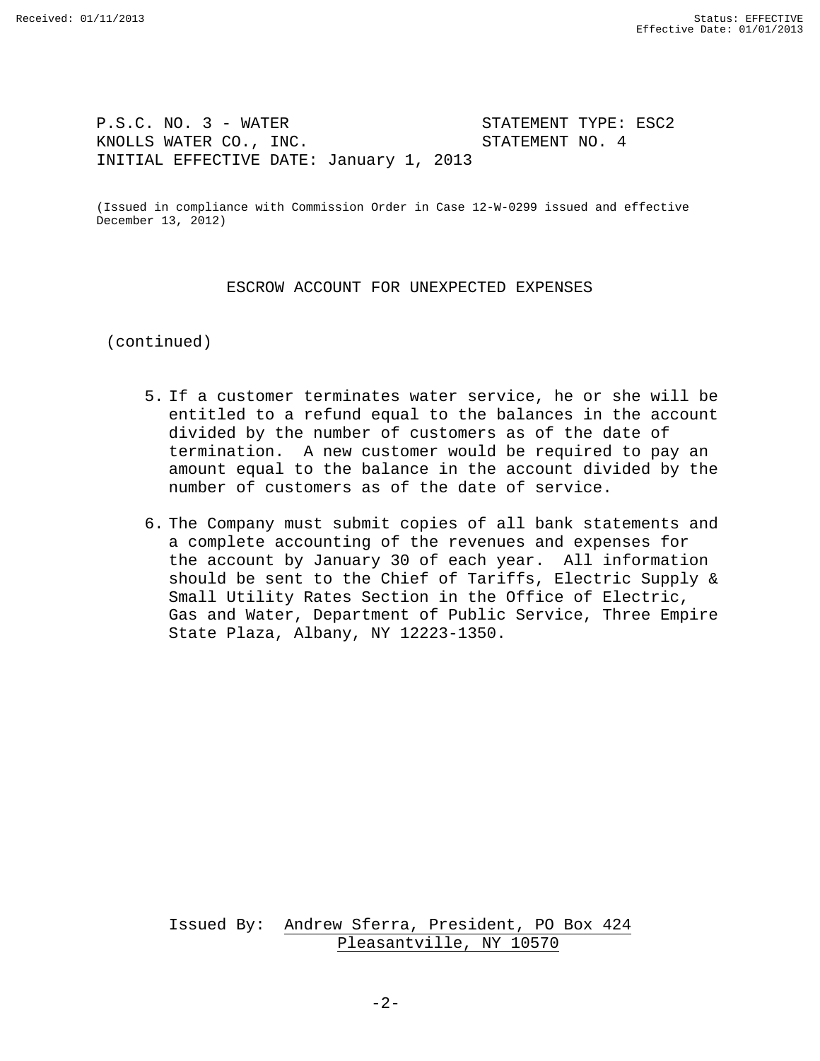P.S.C. NO. 3 - WATER STATEMENT TYPE: ESC2
KNOLLS WATER CO., INC. STATEMENT NO. 4
INITIAL EFFECTIVE DATE: January 1, 2013

(Issued in compliance with Commission Order in Case 12-W-0299 issued and effective December 13, 2012)

## ESCROW ACCOUNT FOR UNEXPECTED EXPENSES

(continued)

5. If a customer terminates water service, he or she will be entitled to a refund equal to the balances in the account divided by the number of customers as of the date of termination. A new customer would be required to pay an amount equal to the balance in the account divided by the number of customers as of the date of service.

6. The Company must submit copies of all bank statements and a complete accounting of the revenues and expenses for the account by January 30 of each year. All information should be sent to the Chief of Tariffs, Electric Supply & Small Utility Rates Section in the Office of Electric, Gas and Water, Department of Public Service, Three Empire State Plaza, Albany, NY 12223-1350.

Issued By: Andrew Sferra, President, PO Box 424
Pleasantville, NY 10570